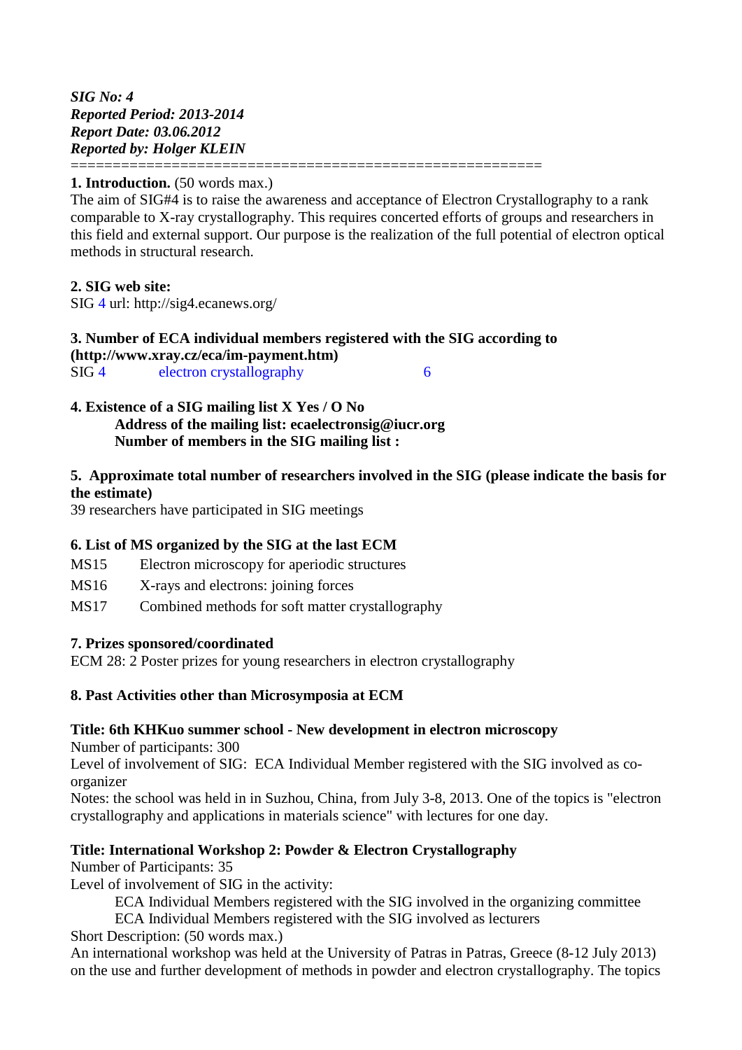***SIG No: 4***
***Reported Period: 2013-2014***
***Report Date: 03.06.2012***
***Reported by: Holger KLEIN***

========================================================

**1. Introduction.** (50 words max.)

The aim of SIG#4 is to raise the awareness and acceptance of Electron Crystallography to a rank comparable to X-ray crystallography. This requires concerted efforts of groups and researchers in this field and external support. Our purpose is the realization of the full potential of electron optical methods in structural research.

**2. SIG web site:**

SIG 4 url: http://sig4.ecanews.org/

**3. Number of ECA individual members registered with the SIG according to (http://www.xray.cz/eca/im-payment.htm)**

SIG 4 electron crystallography 6

**4. Existence of a SIG mailing list X Yes / O No**

**Address of the mailing list: ecaelectronsig@iucr.org**

**Number of members in the SIG mailing list :**

**5. Approximate total number of researchers involved in the SIG (please indicate the basis for the estimate)**

39 researchers have participated in SIG meetings

**6. List of MS organized by the SIG at the last ECM**

MS15 Electron microscopy for aperiodic structures

MS16 X-rays and electrons: joining forces

MS17 Combined methods for soft matter crystallography

**7. Prizes sponsored/coordinated**

ECM 28: 2 Poster prizes for young researchers in electron crystallography

**8. Past Activities other than Microsymposia at ECM**

**Title: 6th KHKuo summer school - New development in electron microscopy**

Number of participants: 300

Level of involvement of SIG: ECA Individual Member registered with the SIG involved as co-organizer

Notes: the school was held in in Suzhou, China, from July 3-8, 2013. One of the topics is "electron crystallography and applications in materials science" with lectures for one day.

**Title: International Workshop 2: Powder & Electron Crystallography**

Number of Participants: 35

Level of involvement of SIG in the activity:

ECA Individual Members registered with the SIG involved in the organizing committee

ECA Individual Members registered with the SIG involved as lecturers

Short Description: (50 words max.)

An international workshop was held at the University of Patras in Patras, Greece (8-12 July 2013) on the use and further development of methods in powder and electron crystallography. The topics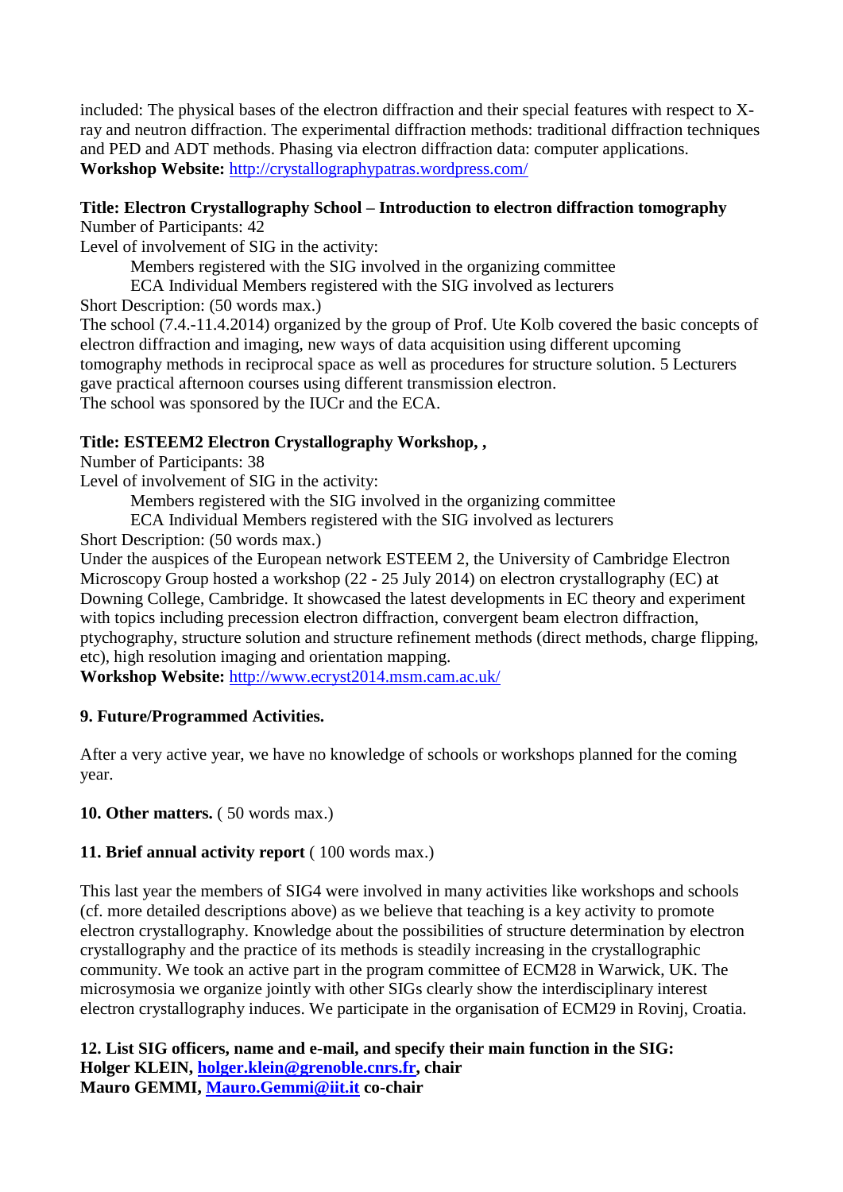included: The physical bases of the electron diffraction and their special features with respect to X-ray and neutron diffraction. The experimental diffraction methods: traditional diffraction techniques and PED and ADT methods. Phasing via electron diffraction data: computer applications.
**Workshop Website:** http://crystallographypatras.wordpress.com/

**Title: Electron Crystallography School – Introduction to electron diffraction tomography**
Number of Participants: 42
Level of involvement of SIG in the activity:

Members registered with the SIG involved in the organizing committee
ECA Individual Members registered with the SIG involved as lecturers

Short Description: (50 words max.)
The school (7.4.-11.4.2014) organized by the group of Prof. Ute Kolb covered the basic concepts of electron diffraction and imaging, new ways of data acquisition using different upcoming tomography methods in reciprocal space as well as procedures for structure solution. 5 Lecturers gave practical afternoon courses using different transmission electron.
The school was sponsored by the IUCr and the ECA.

**Title: ESTEEM2 Electron Crystallography Workshop, ,**
Number of Participants: 38
Level of involvement of SIG in the activity:

Members registered with the SIG involved in the organizing committee
ECA Individual Members registered with the SIG involved as lecturers

Short Description: (50 words max.)
Under the auspices of the European network ESTEEM 2, the University of Cambridge Electron Microscopy Group hosted a workshop (22 - 25 July 2014) on electron crystallography (EC) at Downing College, Cambridge. It showcased the latest developments in EC theory and experiment with topics including precession electron diffraction, convergent beam electron diffraction, ptychography, structure solution and structure refinement methods (direct methods, charge flipping, etc), high resolution imaging and orientation mapping.
**Workshop Website:** http://www.ecryst2014.msm.cam.ac.uk/

**9. Future/Programmed Activities.**

After a very active year, we have no knowledge of schools or workshops planned for the coming year.

**10. Other matters.** ( 50 words max.)

**11. Brief annual activity report** ( 100 words max.)

This last year the members of SIG4 were involved in many activities like workshops and schools (cf. more detailed descriptions above) as we believe that teaching is a key activity to promote electron crystallography. Knowledge about the possibilities of structure determination by electron crystallography and the practice of its methods is steadily increasing in the crystallographic community. We took an active part in the program committee of ECM28 in Warwick, UK. The microsymosia we organize jointly with other SIGs clearly show the interdisciplinary interest electron crystallography induces. We participate in the organisation of ECM29 in Rovinj, Croatia.

**12. List SIG officers, name and e-mail, and specify their main function in the SIG:**
**Holger KLEIN, holger.klein@grenoble.cnrs.fr, chair**
**Mauro GEMMI, Mauro.Gemmi@iit.it co-chair**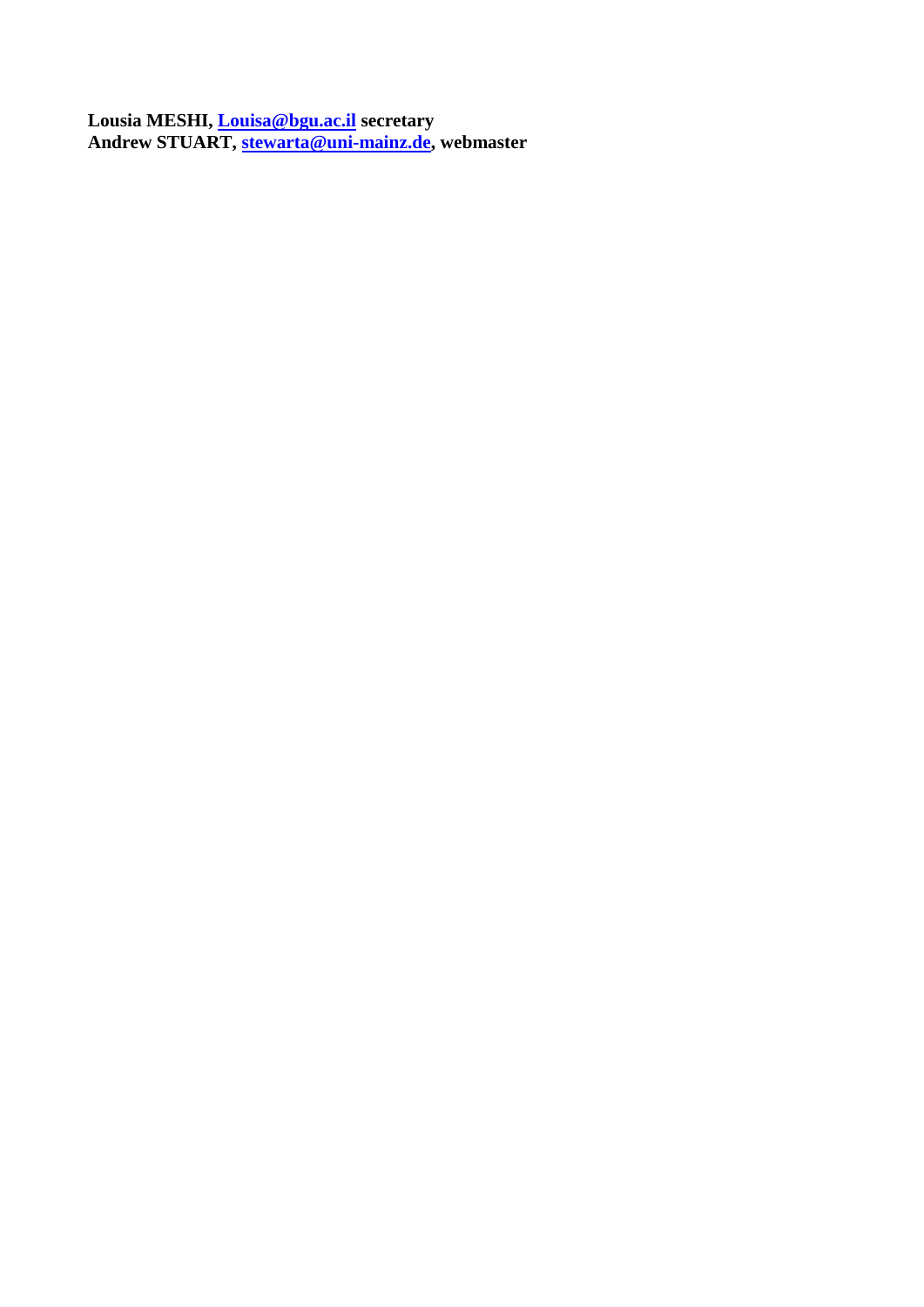**Lousia MESHI, [Louisa@bgu.ac.il](mailto:Louisa@bgu.ac.il) secretary**
**Andrew STUART, [stewarta@uni-mainz.de](mailto:stewarta@uni-mainz.de), webmaster**